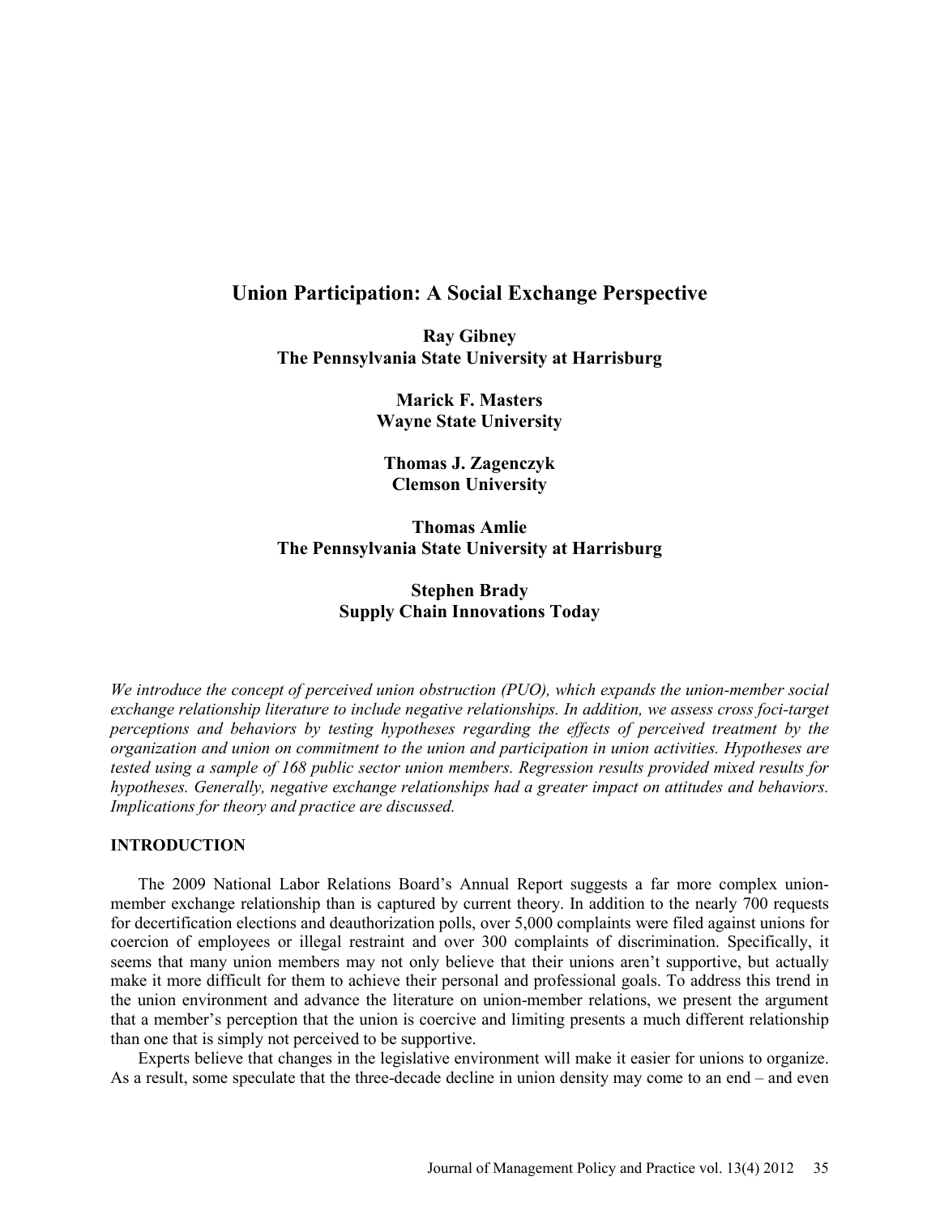# Union Participation: A Social Exchange Perspective

**Ray Gibney**
**The Pennsylvania State University at Harrisburg**

**Marick F. Masters**
**Wayne State University**

**Thomas J. Zagenczyk**
**Clemson University**

**Thomas Amlie**
**The Pennsylvania State University at Harrisburg**

**Stephen Brady**
**Supply Chain Innovations Today**

*We introduce the concept of perceived union obstruction (PUO), which expands the union-member social exchange relationship literature to include negative relationships. In addition, we assess cross foci-target perceptions and behaviors by testing hypotheses regarding the effects of perceived treatment by the organization and union on commitment to the union and participation in union activities. Hypotheses are tested using a sample of 168 public sector union members. Regression results provided mixed results for hypotheses. Generally, negative exchange relationships had a greater impact on attitudes and behaviors. Implications for theory and practice are discussed.*

## INTRODUCTION

The 2009 National Labor Relations Board's Annual Report suggests a far more complex union-member exchange relationship than is captured by current theory. In addition to the nearly 700 requests for decertification elections and deauthorization polls, over 5,000 complaints were filed against unions for coercion of employees or illegal restraint and over 300 complaints of discrimination. Specifically, it seems that many union members may not only believe that their unions aren't supportive, but actually make it more difficult for them to achieve their personal and professional goals. To address this trend in the union environment and advance the literature on union-member relations, we present the argument that a member's perception that the union is coercive and limiting presents a much different relationship than one that is simply not perceived to be supportive.

Experts believe that changes in the legislative environment will make it easier for unions to organize. As a result, some speculate that the three-decade decline in union density may come to an end – and even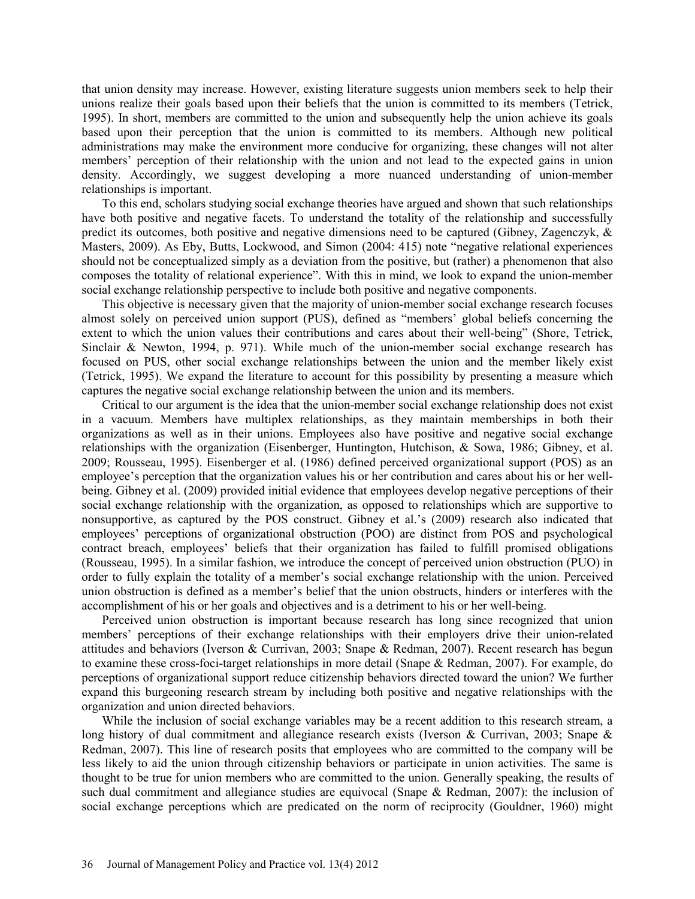that union density may increase. However, existing literature suggests union members seek to help their unions realize their goals based upon their beliefs that the union is committed to its members (Tetrick, 1995). In short, members are committed to the union and subsequently help the union achieve its goals based upon their perception that the union is committed to its members. Although new political administrations may make the environment more conducive for organizing, these changes will not alter members' perception of their relationship with the union and not lead to the expected gains in union density. Accordingly, we suggest developing a more nuanced understanding of union-member relationships is important.

To this end, scholars studying social exchange theories have argued and shown that such relationships have both positive and negative facets. To understand the totality of the relationship and successfully predict its outcomes, both positive and negative dimensions need to be captured (Gibney, Zagenczyk, & Masters, 2009). As Eby, Butts, Lockwood, and Simon (2004: 415) note "negative relational experiences should not be conceptualized simply as a deviation from the positive, but (rather) a phenomenon that also composes the totality of relational experience". With this in mind, we look to expand the union-member social exchange relationship perspective to include both positive and negative components.

This objective is necessary given that the majority of union-member social exchange research focuses almost solely on perceived union support (PUS), defined as "members' global beliefs concerning the extent to which the union values their contributions and cares about their well-being" (Shore, Tetrick, Sinclair & Newton, 1994, p. 971). While much of the union-member social exchange research has focused on PUS, other social exchange relationships between the union and the member likely exist (Tetrick, 1995). We expand the literature to account for this possibility by presenting a measure which captures the negative social exchange relationship between the union and its members.

Critical to our argument is the idea that the union-member social exchange relationship does not exist in a vacuum. Members have multiplex relationships, as they maintain memberships in both their organizations as well as in their unions. Employees also have positive and negative social exchange relationships with the organization (Eisenberger, Huntington, Hutchison, & Sowa, 1986; Gibney, et al. 2009; Rousseau, 1995). Eisenberger et al. (1986) defined perceived organizational support (POS) as an employee's perception that the organization values his or her contribution and cares about his or her well-being. Gibney et al. (2009) provided initial evidence that employees develop negative perceptions of their social exchange relationship with the organization, as opposed to relationships which are supportive to nonsupportive, as captured by the POS construct. Gibney et al.'s (2009) research also indicated that employees' perceptions of organizational obstruction (POO) are distinct from POS and psychological contract breach, employees' beliefs that their organization has failed to fulfill promised obligations (Rousseau, 1995). In a similar fashion, we introduce the concept of perceived union obstruction (PUO) in order to fully explain the totality of a member's social exchange relationship with the union. Perceived union obstruction is defined as a member's belief that the union obstructs, hinders or interferes with the accomplishment of his or her goals and objectives and is a detriment to his or her well-being.

Perceived union obstruction is important because research has long since recognized that union members' perceptions of their exchange relationships with their employers drive their union-related attitudes and behaviors (Iverson & Currivan, 2003; Snape & Redman, 2007). Recent research has begun to examine these cross-foci-target relationships in more detail (Snape & Redman, 2007). For example, do perceptions of organizational support reduce citizenship behaviors directed toward the union? We further expand this burgeoning research stream by including both positive and negative relationships with the organization and union directed behaviors.

While the inclusion of social exchange variables may be a recent addition to this research stream, a long history of dual commitment and allegiance research exists (Iverson & Currivan, 2003; Snape & Redman, 2007). This line of research posits that employees who are committed to the company will be less likely to aid the union through citizenship behaviors or participate in union activities. The same is thought to be true for union members who are committed to the union. Generally speaking, the results of such dual commitment and allegiance studies are equivocal (Snape & Redman, 2007): the inclusion of social exchange perceptions which are predicated on the norm of reciprocity (Gouldner, 1960) might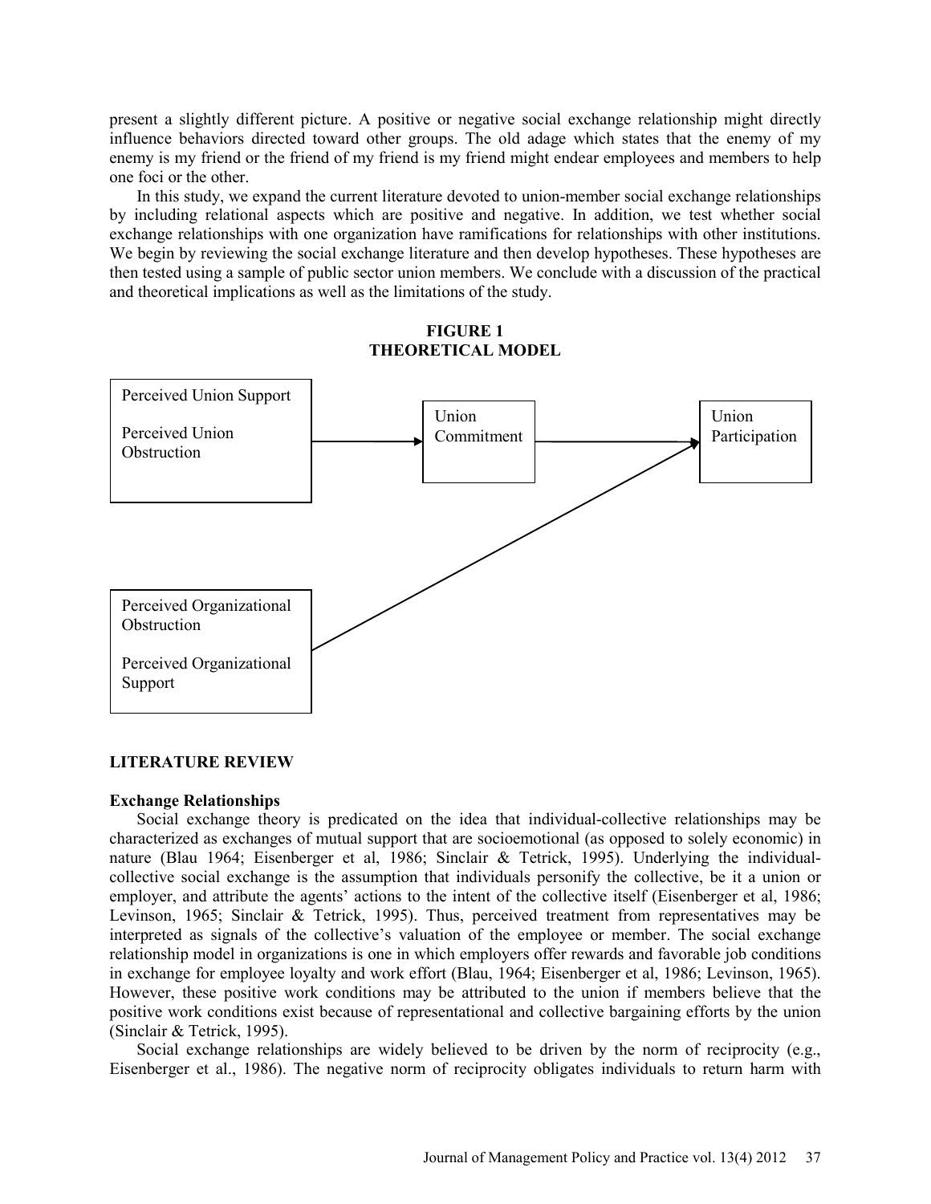present a slightly different picture. A positive or negative social exchange relationship might directly influence behaviors directed toward other groups. The old adage which states that the enemy of my enemy is my friend or the friend of my friend is my friend might endear employees and members to help one foci or the other.

In this study, we expand the current literature devoted to union-member social exchange relationships by including relational aspects which are positive and negative. In addition, we test whether social exchange relationships with one organization have ramifications for relationships with other institutions. We begin by reviewing the social exchange literature and then develop hypotheses. These hypotheses are then tested using a sample of public sector union members. We conclude with a discussion of the practical and theoretical implications as well as the limitations of the study.

**FIGURE 1**
**THEORETICAL MODEL**

Perceived Union Support

Perceived Union Obstruction

Union Commitment

Union Participation

Perceived Organizational Obstruction

Perceived Organizational Support

## LITERATURE REVIEW

### Exchange Relationships

Social exchange theory is predicated on the idea that individual-collective relationships may be characterized as exchanges of mutual support that are socioemotional (as opposed to solely economic) in nature (Blau 1964; Eisenberger et al, 1986; Sinclair & Tetrick, 1995). Underlying the individual-collective social exchange is the assumption that individuals personify the collective, be it a union or employer, and attribute the agents' actions to the intent of the collective itself (Eisenberger et al, 1986; Levinson, 1965; Sinclair & Tetrick, 1995). Thus, perceived treatment from representatives may be interpreted as signals of the collective's valuation of the employee or member. The social exchange relationship model in organizations is one in which employers offer rewards and favorable job conditions in exchange for employee loyalty and work effort (Blau, 1964; Eisenberger et al, 1986; Levinson, 1965). However, these positive work conditions may be attributed to the union if members believe that the positive work conditions exist because of representational and collective bargaining efforts by the union (Sinclair & Tetrick, 1995).

Social exchange relationships are widely believed to be driven by the norm of reciprocity (e.g., Eisenberger et al., 1986). The negative norm of reciprocity obligates individuals to return harm with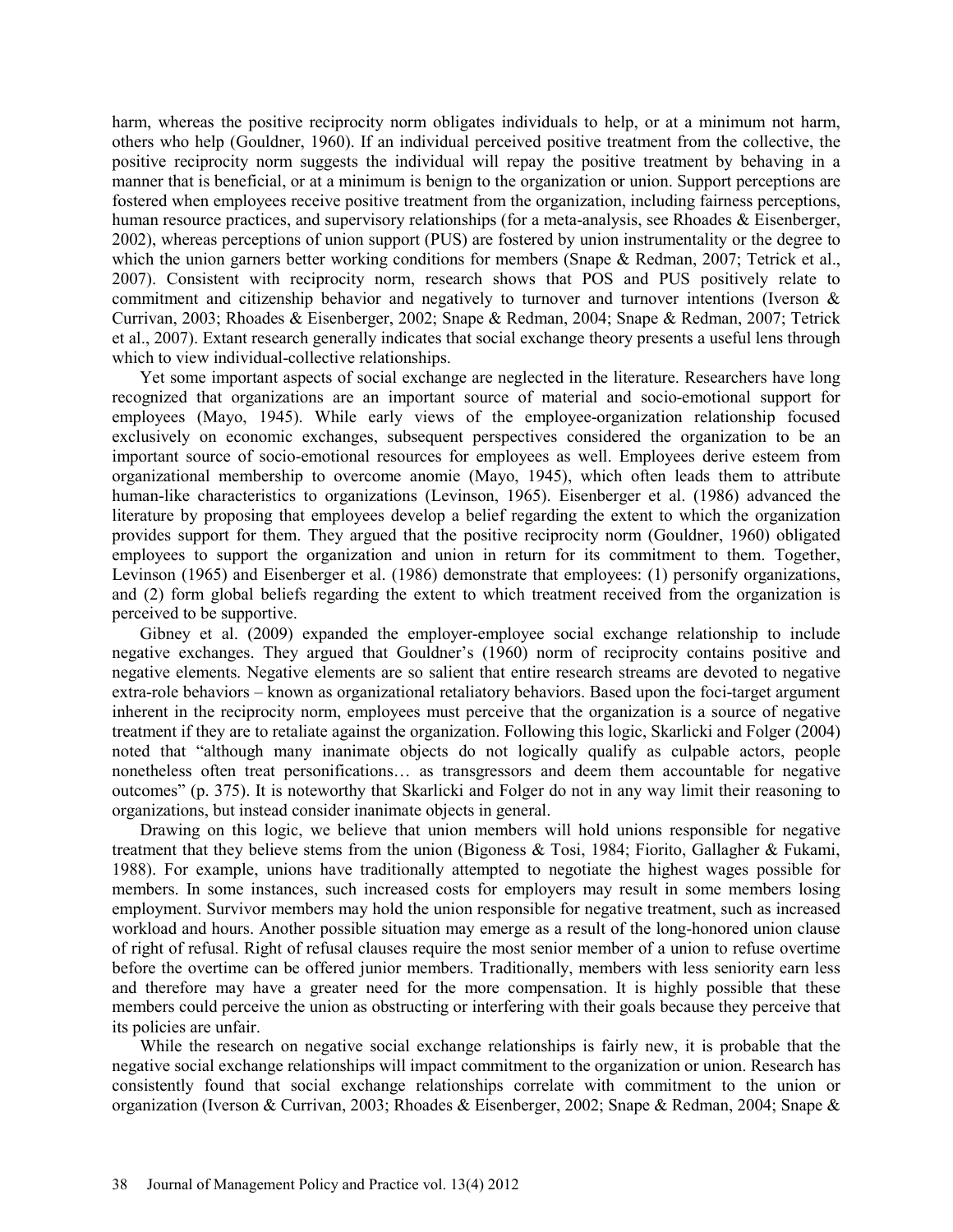harm, whereas the positive reciprocity norm obligates individuals to help, or at a minimum not harm, others who help (Gouldner, 1960). If an individual perceived positive treatment from the collective, the positive reciprocity norm suggests the individual will repay the positive treatment by behaving in a manner that is beneficial, or at a minimum is benign to the organization or union. Support perceptions are fostered when employees receive positive treatment from the organization, including fairness perceptions, human resource practices, and supervisory relationships (for a meta-analysis, see Rhoades & Eisenberger, 2002), whereas perceptions of union support (PUS) are fostered by union instrumentality or the degree to which the union garners better working conditions for members (Snape & Redman, 2007; Tetrick et al., 2007). Consistent with reciprocity norm, research shows that POS and PUS positively relate to commitment and citizenship behavior and negatively to turnover and turnover intentions (Iverson & Currivan, 2003; Rhoades & Eisenberger, 2002; Snape & Redman, 2004; Snape & Redman, 2007; Tetrick et al., 2007). Extant research generally indicates that social exchange theory presents a useful lens through which to view individual-collective relationships.

Yet some important aspects of social exchange are neglected in the literature. Researchers have long recognized that organizations are an important source of material and socio-emotional support for employees (Mayo, 1945). While early views of the employee-organization relationship focused exclusively on economic exchanges, subsequent perspectives considered the organization to be an important source of socio-emotional resources for employees as well. Employees derive esteem from organizational membership to overcome anomie (Mayo, 1945), which often leads them to attribute human-like characteristics to organizations (Levinson, 1965). Eisenberger et al. (1986) advanced the literature by proposing that employees develop a belief regarding the extent to which the organization provides support for them. They argued that the positive reciprocity norm (Gouldner, 1960) obligated employees to support the organization and union in return for its commitment to them. Together, Levinson (1965) and Eisenberger et al. (1986) demonstrate that employees: (1) personify organizations, and (2) form global beliefs regarding the extent to which treatment received from the organization is perceived to be supportive.

Gibney et al. (2009) expanded the employer-employee social exchange relationship to include negative exchanges. They argued that Gouldner's (1960) norm of reciprocity contains positive and negative elements. Negative elements are so salient that entire research streams are devoted to negative extra-role behaviors – known as organizational retaliatory behaviors. Based upon the foci-target argument inherent in the reciprocity norm, employees must perceive that the organization is a source of negative treatment if they are to retaliate against the organization. Following this logic, Skarlicki and Folger (2004) noted that "although many inanimate objects do not logically qualify as culpable actors, people nonetheless often treat personifications… as transgressors and deem them accountable for negative outcomes" (p. 375). It is noteworthy that Skarlicki and Folger do not in any way limit their reasoning to organizations, but instead consider inanimate objects in general.

Drawing on this logic, we believe that union members will hold unions responsible for negative treatment that they believe stems from the union (Bigoness & Tosi, 1984; Fiorito, Gallagher & Fukami, 1988). For example, unions have traditionally attempted to negotiate the highest wages possible for members. In some instances, such increased costs for employers may result in some members losing employment. Survivor members may hold the union responsible for negative treatment, such as increased workload and hours. Another possible situation may emerge as a result of the long-honored union clause of right of refusal. Right of refusal clauses require the most senior member of a union to refuse overtime before the overtime can be offered junior members. Traditionally, members with less seniority earn less and therefore may have a greater need for the more compensation. It is highly possible that these members could perceive the union as obstructing or interfering with their goals because they perceive that its policies are unfair.

While the research on negative social exchange relationships is fairly new, it is probable that the negative social exchange relationships will impact commitment to the organization or union. Research has consistently found that social exchange relationships correlate with commitment to the union or organization (Iverson & Currivan, 2003; Rhoades & Eisenberger, 2002; Snape & Redman, 2004; Snape &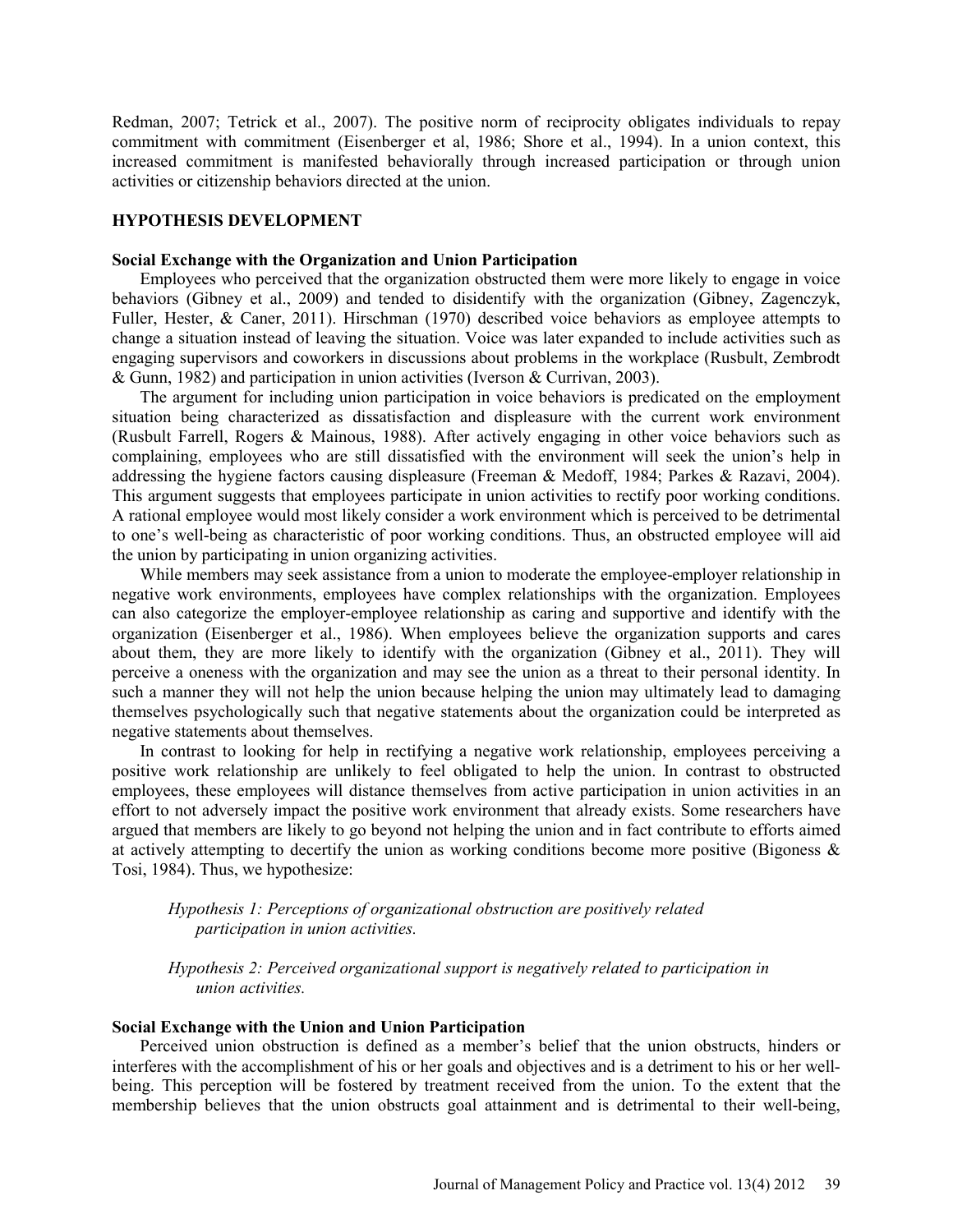Redman, 2007; Tetrick et al., 2007). The positive norm of reciprocity obligates individuals to repay commitment with commitment (Eisenberger et al, 1986; Shore et al., 1994). In a union context, this increased commitment is manifested behaviorally through increased participation or through union activities or citizenship behaviors directed at the union.

## HYPOTHESIS DEVELOPMENT

### Social Exchange with the Organization and Union Participation

Employees who perceived that the organization obstructed them were more likely to engage in voice behaviors (Gibney et al., 2009) and tended to disidentify with the organization (Gibney, Zagenczyk, Fuller, Hester, & Caner, 2011). Hirschman (1970) described voice behaviors as employee attempts to change a situation instead of leaving the situation. Voice was later expanded to include activities such as engaging supervisors and coworkers in discussions about problems in the workplace (Rusbult, Zembrodt & Gunn, 1982) and participation in union activities (Iverson & Currivan, 2003).

The argument for including union participation in voice behaviors is predicated on the employment situation being characterized as dissatisfaction and displeasure with the current work environment (Rusbult Farrell, Rogers & Mainous, 1988). After actively engaging in other voice behaviors such as complaining, employees who are still dissatisfied with the environment will seek the union's help in addressing the hygiene factors causing displeasure (Freeman & Medoff, 1984; Parkes & Razavi, 2004). This argument suggests that employees participate in union activities to rectify poor working conditions. A rational employee would most likely consider a work environment which is perceived to be detrimental to one's well-being as characteristic of poor working conditions. Thus, an obstructed employee will aid the union by participating in union organizing activities.

While members may seek assistance from a union to moderate the employee-employer relationship in negative work environments, employees have complex relationships with the organization. Employees can also categorize the employer-employee relationship as caring and supportive and identify with the organization (Eisenberger et al., 1986). When employees believe the organization supports and cares about them, they are more likely to identify with the organization (Gibney et al., 2011). They will perceive a oneness with the organization and may see the union as a threat to their personal identity. In such a manner they will not help the union because helping the union may ultimately lead to damaging themselves psychologically such that negative statements about the organization could be interpreted as negative statements about themselves.

In contrast to looking for help in rectifying a negative work relationship, employees perceiving a positive work relationship are unlikely to feel obligated to help the union. In contrast to obstructed employees, these employees will distance themselves from active participation in union activities in an effort to not adversely impact the positive work environment that already exists. Some researchers have argued that members are likely to go beyond not helping the union and in fact contribute to efforts aimed at actively attempting to decertify the union as working conditions become more positive (Bigoness & Tosi, 1984). Thus, we hypothesize:

*Hypothesis 1: Perceptions of organizational obstruction are positively related participation in union activities.*

*Hypothesis 2: Perceived organizational support is negatively related to participation in union activities.*

### Social Exchange with the Union and Union Participation

Perceived union obstruction is defined as a member's belief that the union obstructs, hinders or interferes with the accomplishment of his or her goals and objectives and is a detriment to his or her well-being. This perception will be fostered by treatment received from the union. To the extent that the membership believes that the union obstructs goal attainment and is detrimental to their well-being,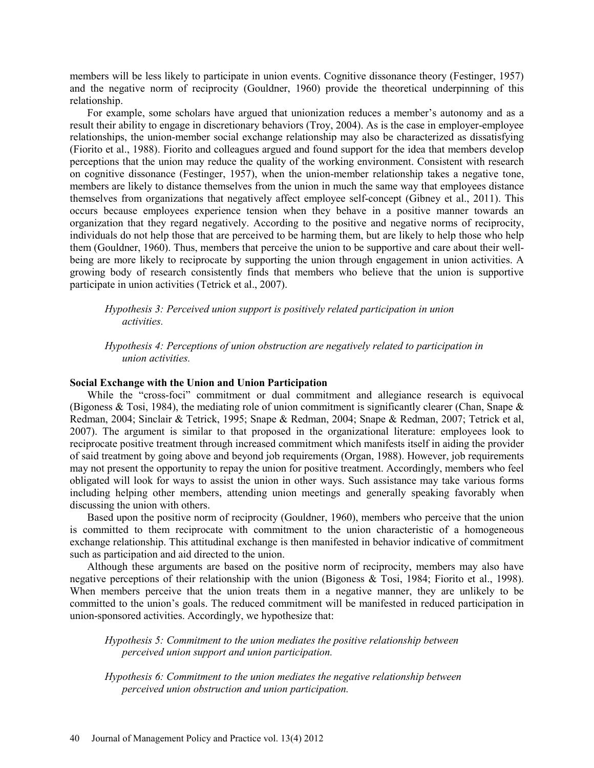members will be less likely to participate in union events. Cognitive dissonance theory (Festinger, 1957) and the negative norm of reciprocity (Gouldner, 1960) provide the theoretical underpinning of this relationship.

For example, some scholars have argued that unionization reduces a member's autonomy and as a result their ability to engage in discretionary behaviors (Troy, 2004). As is the case in employer-employee relationships, the union-member social exchange relationship may also be characterized as dissatisfying (Fiorito et al., 1988). Fiorito and colleagues argued and found support for the idea that members develop perceptions that the union may reduce the quality of the working environment. Consistent with research on cognitive dissonance (Festinger, 1957), when the union-member relationship takes a negative tone, members are likely to distance themselves from the union in much the same way that employees distance themselves from organizations that negatively affect employee self-concept (Gibney et al., 2011). This occurs because employees experience tension when they behave in a positive manner towards an organization that they regard negatively. According to the positive and negative norms of reciprocity, individuals do not help those that are perceived to be harming them, but are likely to help those who help them (Gouldner, 1960). Thus, members that perceive the union to be supportive and care about their well-being are more likely to reciprocate by supporting the union through engagement in union activities. A growing body of research consistently finds that members who believe that the union is supportive participate in union activities (Tetrick et al., 2007).

*Hypothesis 3: Perceived union support is positively related participation in union activities.*

*Hypothesis 4: Perceptions of union obstruction are negatively related to participation in union activities.*

**Social Exchange with the Union and Union Participation**

While the "cross-foci" commitment or dual commitment and allegiance research is equivocal (Bigoness & Tosi, 1984), the mediating role of union commitment is significantly clearer (Chan, Snape & Redman, 2004; Sinclair & Tetrick, 1995; Snape & Redman, 2004; Snape & Redman, 2007; Tetrick et al, 2007). The argument is similar to that proposed in the organizational literature: employees look to reciprocate positive treatment through increased commitment which manifests itself in aiding the provider of said treatment by going above and beyond job requirements (Organ, 1988). However, job requirements may not present the opportunity to repay the union for positive treatment. Accordingly, members who feel obligated will look for ways to assist the union in other ways. Such assistance may take various forms including helping other members, attending union meetings and generally speaking favorably when discussing the union with others.

Based upon the positive norm of reciprocity (Gouldner, 1960), members who perceive that the union is committed to them reciprocate with commitment to the union characteristic of a homogeneous exchange relationship. This attitudinal exchange is then manifested in behavior indicative of commitment such as participation and aid directed to the union.

Although these arguments are based on the positive norm of reciprocity, members may also have negative perceptions of their relationship with the union (Bigoness & Tosi, 1984; Fiorito et al., 1998). When members perceive that the union treats them in a negative manner, they are unlikely to be committed to the union's goals. The reduced commitment will be manifested in reduced participation in union-sponsored activities. Accordingly, we hypothesize that:

*Hypothesis 5: Commitment to the union mediates the positive relationship between perceived union support and union participation.*

*Hypothesis 6: Commitment to the union mediates the negative relationship between perceived union obstruction and union participation.*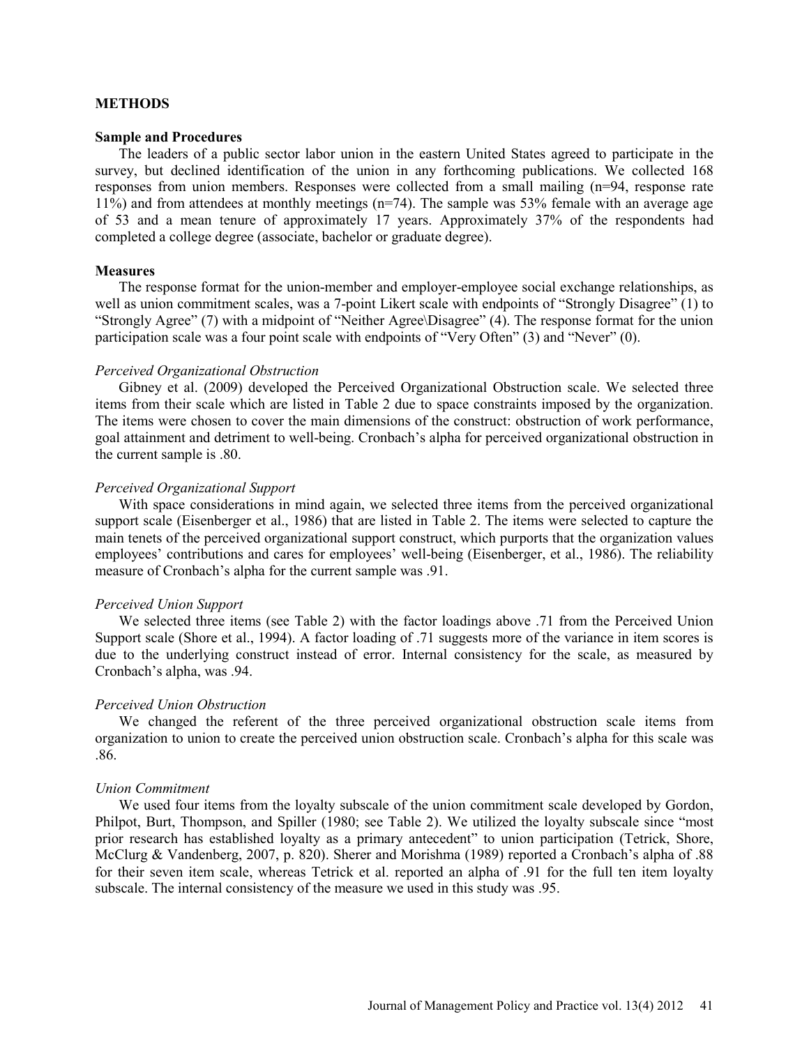## METHODS

### Sample and Procedures

The leaders of a public sector labor union in the eastern United States agreed to participate in the survey, but declined identification of the union in any forthcoming publications. We collected 168 responses from union members. Responses were collected from a small mailing (n=94, response rate 11%) and from attendees at monthly meetings (n=74). The sample was 53% female with an average age of 53 and a mean tenure of approximately 17 years. Approximately 37% of the respondents had completed a college degree (associate, bachelor or graduate degree).

### Measures

The response format for the union-member and employer-employee social exchange relationships, as well as union commitment scales, was a 7-point Likert scale with endpoints of "Strongly Disagree" (1) to "Strongly Agree" (7) with a midpoint of "Neither Agree\Disagree" (4). The response format for the union participation scale was a four point scale with endpoints of "Very Often" (3) and "Never" (0).

#### *Perceived Organizational Obstruction*

Gibney et al. (2009) developed the Perceived Organizational Obstruction scale. We selected three items from their scale which are listed in Table 2 due to space constraints imposed by the organization. The items were chosen to cover the main dimensions of the construct: obstruction of work performance, goal attainment and detriment to well-being. Cronbach's alpha for perceived organizational obstruction in the current sample is .80.

#### *Perceived Organizational Support*

With space considerations in mind again, we selected three items from the perceived organizational support scale (Eisenberger et al., 1986) that are listed in Table 2. The items were selected to capture the main tenets of the perceived organizational support construct, which purports that the organization values employees' contributions and cares for employees' well-being (Eisenberger, et al., 1986). The reliability measure of Cronbach's alpha for the current sample was .91.

#### *Perceived Union Support*

We selected three items (see Table 2) with the factor loadings above .71 from the Perceived Union Support scale (Shore et al., 1994). A factor loading of .71 suggests more of the variance in item scores is due to the underlying construct instead of error. Internal consistency for the scale, as measured by Cronbach's alpha, was .94.

#### *Perceived Union Obstruction*

We changed the referent of the three perceived organizational obstruction scale items from organization to union to create the perceived union obstruction scale. Cronbach's alpha for this scale was .86.

#### *Union Commitment*

We used four items from the loyalty subscale of the union commitment scale developed by Gordon, Philpot, Burt, Thompson, and Spiller (1980; see Table 2). We utilized the loyalty subscale since "most prior research has established loyalty as a primary antecedent" to union participation (Tetrick, Shore, McClurg & Vandenberg, 2007, p. 820). Sherer and Morishma (1989) reported a Cronbach's alpha of .88 for their seven item scale, whereas Tetrick et al. reported an alpha of .91 for the full ten item loyalty subscale. The internal consistency of the measure we used in this study was .95.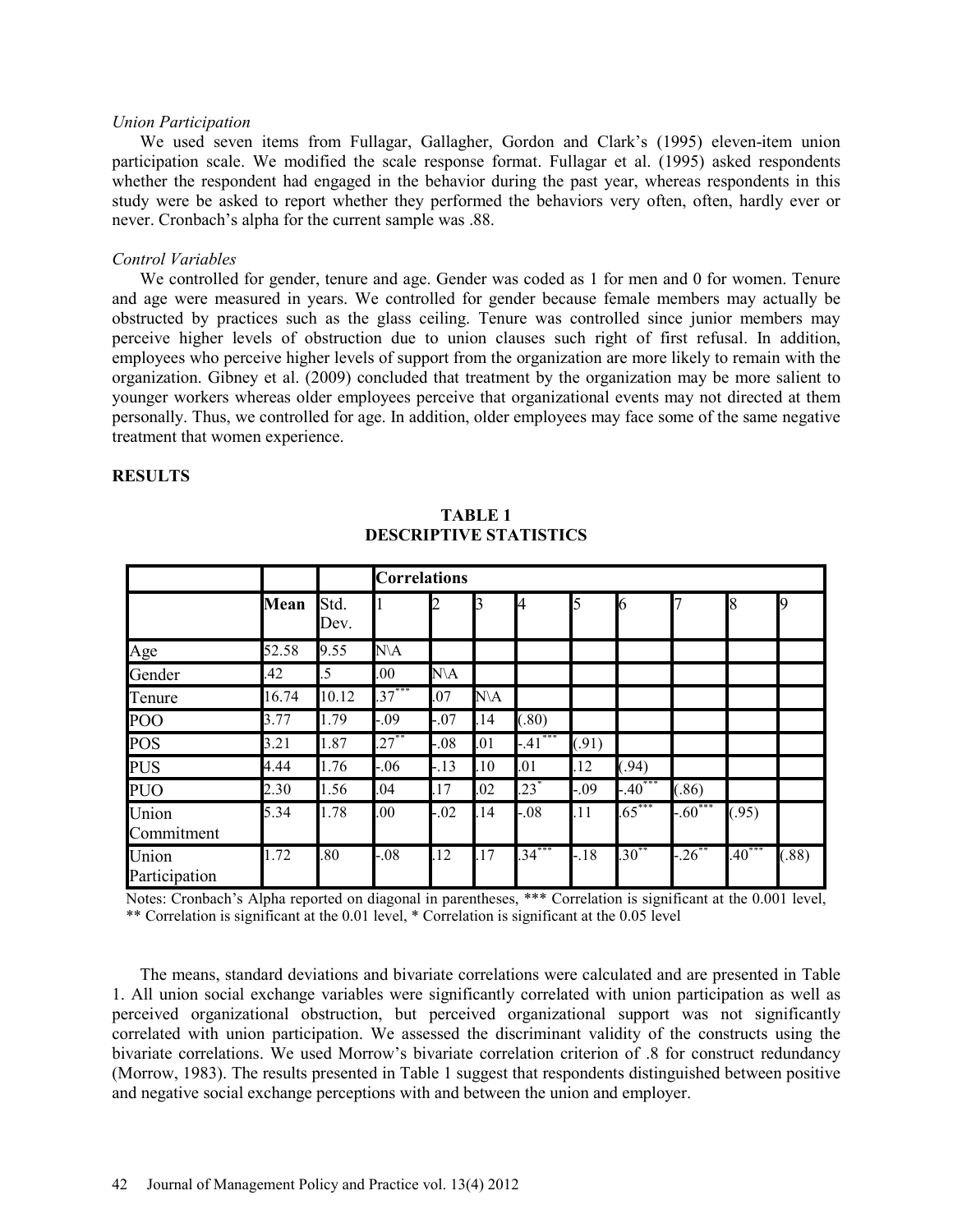*Union Participation*

We used seven items from Fullagar, Gallagher, Gordon and Clark's (1995) eleven-item union participation scale. We modified the scale response format. Fullagar et al. (1995) asked respondents whether the respondent had engaged in the behavior during the past year, whereas respondents in this study were be asked to report whether they performed the behaviors very often, often, hardly ever or never. Cronbach's alpha for the current sample was .88.

*Control Variables*

We controlled for gender, tenure and age. Gender was coded as 1 for men and 0 for women. Tenure and age were measured in years. We controlled for gender because female members may actually be obstructed by practices such as the glass ceiling. Tenure was controlled since junior members may perceive higher levels of obstruction due to union clauses such right of first refusal. In addition, employees who perceive higher levels of support from the organization are more likely to remain with the organization. Gibney et al. (2009) concluded that treatment by the organization may be more salient to younger workers whereas older employees perceive that organizational events may not directed at them personally. Thus, we controlled for age. In addition, older employees may face some of the same negative treatment that women experience.

## RESULTS

**TABLE 1**
**DESCRIPTIVE STATISTICS**

| | | | Correlations | | | | | | | | |
|---|---|---|---|---|---|---|---|---|---|---|---|
| | Mean | Std. Dev. | 1 | 2 | 3 | 4 | 5 | 6 | 7 | 8 | 9 |
| Age | 52.58 | 9.55 | N\A | | | | | | | | |
| Gender | .42 | .5 | .00 | N\A | | | | | | | |
| Tenure | 16.74 | 10.12 | .37*** | .07 | N\A | | | | | | |
| POO | 3.77 | 1.79 | -.09 | -.07 | .14 | (.80) | | | | | |
| POS | 3.21 | 1.87 | .27** | -.08 | .01 | -.41*** | (.91) | | | | |
| PUS | 4.44 | 1.76 | -.06 | -.13 | .10 | .01 | .12 | (.94) | | | |
| PUO | 2.30 | 1.56 | .04 | .17 | .02 | .23* | -.09 | -.40*** | (.86) | | |
| Union Commitment | 5.34 | 1.78 | .00 | -.02 | .14 | -.08 | .11 | .65*** | -.60*** | (.95) | |
| Union Participation | 1.72 | .80 | -.08 | .12 | .17 | .34*** | -.18 | .30** | -.26** | .40*** | (.88) |

Notes: Cronbach's Alpha reported on diagonal in parentheses, *** Correlation is significant at the 0.001 level, ** Correlation is significant at the 0.01 level, * Correlation is significant at the 0.05 level

The means, standard deviations and bivariate correlations were calculated and are presented in Table 1. All union social exchange variables were significantly correlated with union participation as well as perceived organizational obstruction, but perceived organizational support was not significantly correlated with union participation. We assessed the discriminant validity of the constructs using the bivariate correlations. We used Morrow's bivariate correlation criterion of .8 for construct redundancy (Morrow, 1983). The results presented in Table 1 suggest that respondents distinguished between positive and negative social exchange perceptions with and between the union and employer.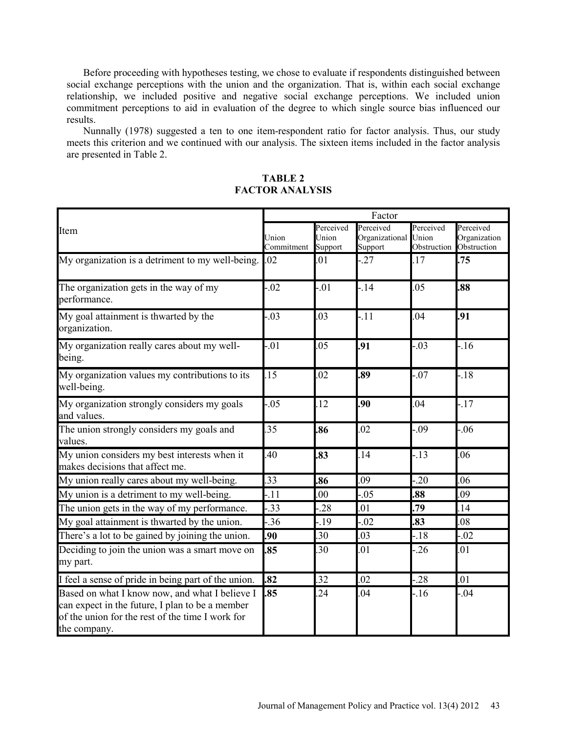Before proceeding with hypotheses testing, we chose to evaluate if respondents distinguished between social exchange perceptions with the union and the organization. That is, within each social exchange relationship, we included positive and negative social exchange perceptions. We included union commitment perceptions to aid in evaluation of the degree to which single source bias influenced our results.

Nunnally (1978) suggested a ten to one item-respondent ratio for factor analysis. Thus, our study meets this criterion and we continued with our analysis. The sixteen items included in the factor analysis are presented in Table 2.

**TABLE 2**
**FACTOR ANALYSIS**

| Item | Factor | | | | |
|---|---|---|---|---|---|
| | Union Commitment | Perceived Union Support | Perceived Organizational Support | Perceived Union Obstruction | Perceived Organization Obstruction |
| My organization is a detriment to my well-being. | .02 | .01 | -.27 | .17 | **.75** |
| The organization gets in the way of my performance. | -.02 | -.01 | -.14 | .05 | **.88** |
| My goal attainment is thwarted by the organization. | -.03 | .03 | -.11 | .04 | **.91** |
| My organization really cares about my well-being. | -.01 | .05 | **.91** | -.03 | -.16 |
| My organization values my contributions to its well-being. | .15 | .02 | **.89** | -.07 | -.18 |
| My organization strongly considers my goals and values. | -.05 | .12 | **.90** | .04 | -.17 |
| The union strongly considers my goals and values. | .35 | **.86** | .02 | -.09 | -.06 |
| My union considers my best interests when it makes decisions that affect me. | .40 | **.83** | .14 | -.13 | .06 |
| My union really cares about my well-being. | .33 | **.86** | .09 | -.20 | .06 |
| My union is a detriment to my well-being. | -.11 | .00 | -.05 | **.88** | .09 |
| The union gets in the way of my performance. | -.33 | -.28 | .01 | **.79** | .14 |
| My goal attainment is thwarted by the union. | -.36 | -.19 | -.02 | **.83** | .08 |
| There's a lot to be gained by joining the union. | **.90** | .30 | .03 | -.18 | -.02 |
| Deciding to join the union was a smart move on my part. | **.85** | .30 | .01 | -.26 | .01 |
| I feel a sense of pride in being part of the union. | **.82** | .32 | .02 | -.28 | .01 |
| Based on what I know now, and what I believe I can expect in the future, I plan to be a member of the union for the rest of the time I work for the company. | **.85** | .24 | .04 | -.16 | -.04 |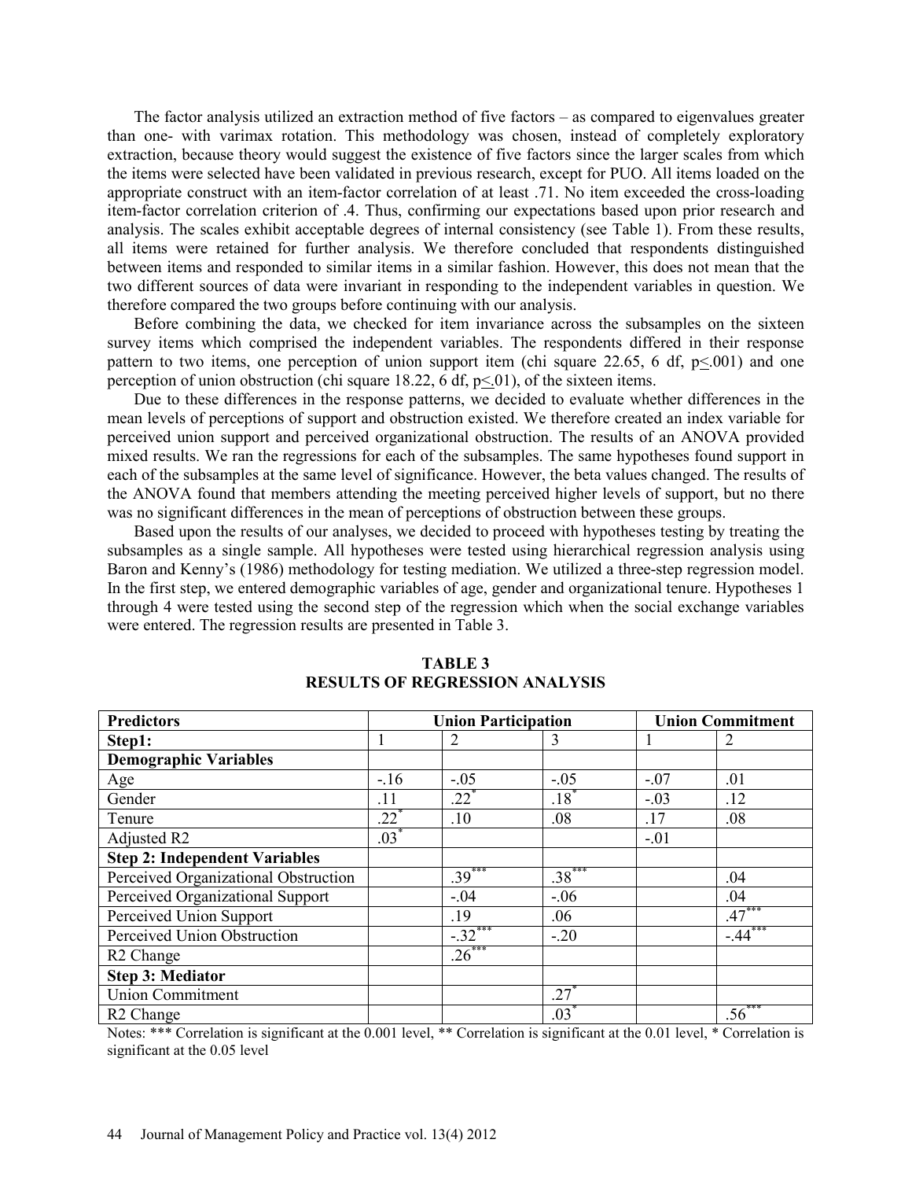The factor analysis utilized an extraction method of five factors – as compared to eigenvalues greater than one- with varimax rotation. This methodology was chosen, instead of completely exploratory extraction, because theory would suggest the existence of five factors since the larger scales from which the items were selected have been validated in previous research, except for PUO. All items loaded on the appropriate construct with an item-factor correlation of at least .71. No item exceeded the cross-loading item-factor correlation criterion of .4. Thus, confirming our expectations based upon prior research and analysis. The scales exhibit acceptable degrees of internal consistency (see Table 1). From these results, all items were retained for further analysis. We therefore concluded that respondents distinguished between items and responded to similar items in a similar fashion. However, this does not mean that the two different sources of data were invariant in responding to the independent variables in question. We therefore compared the two groups before continuing with our analysis.

Before combining the data, we checked for item invariance across the subsamples on the sixteen survey items which comprised the independent variables. The respondents differed in their response pattern to two items, one perception of union support item (chi square 22.65, 6 df, $p \leq .001$) and one perception of union obstruction (chi square 18.22, 6 df, $p \leq .01$), of the sixteen items.

Due to these differences in the response patterns, we decided to evaluate whether differences in the mean levels of perceptions of support and obstruction existed. We therefore created an index variable for perceived union support and perceived organizational obstruction. The results of an ANOVA provided mixed results. We ran the regressions for each of the subsamples. The same hypotheses found support in each of the subsamples at the same level of significance. However, the beta values changed. The results of the ANOVA found that members attending the meeting perceived higher levels of support, but no there was no significant differences in the mean of perceptions of obstruction between these groups.

Based upon the results of our analyses, we decided to proceed with hypotheses testing by treating the subsamples as a single sample. All hypotheses were tested using hierarchical regression analysis using Baron and Kenny's (1986) methodology for testing mediation. We utilized a three-step regression model. In the first step, we entered demographic variables of age, gender and organizational tenure. Hypotheses 1 through 4 were tested using the second step of the regression which when the social exchange variables were entered. The regression results are presented in Table 3.

**TABLE 3**
**RESULTS OF REGRESSION ANALYSIS**

| **Predictors** | **Union Participation** | | | **Union Commitment** | |
|---|---|---|---|---|---|
| **Step1:** | 1 | 2 | 3 | 1 | 2 |
| **Demographic Variables** | | | | | |
| Age | -.16 | -.05 | -.05 | -.07 | .01 |
| Gender | .11 | .22* | .18* | -.03 | .12 |
| Tenure | .22* | .10 | .08 | .17 | .08 |
| Adjusted R2 | .03* | | | -.01 | |
| **Step 2: Independent Variables** | | | | | |
| Perceived Organizational Obstruction | | .39*** | .38*** | | .04 |
| Perceived Organizational Support | | -.04 | -.06 | | .04 |
| Perceived Union Support | | .19 | .06 | | .47*** |
| Perceived Union Obstruction | | -.32*** | -.20 | | -.44*** |
| R2 Change | | .26*** | | | |
| **Step 3: Mediator** | | | | | |
| Union Commitment | | | .27* | | |
| R2 Change | | | .03* | | .56*** |

Notes: *** Correlation is significant at the 0.001 level, ** Correlation is significant at the 0.01 level, * Correlation is significant at the 0.05 level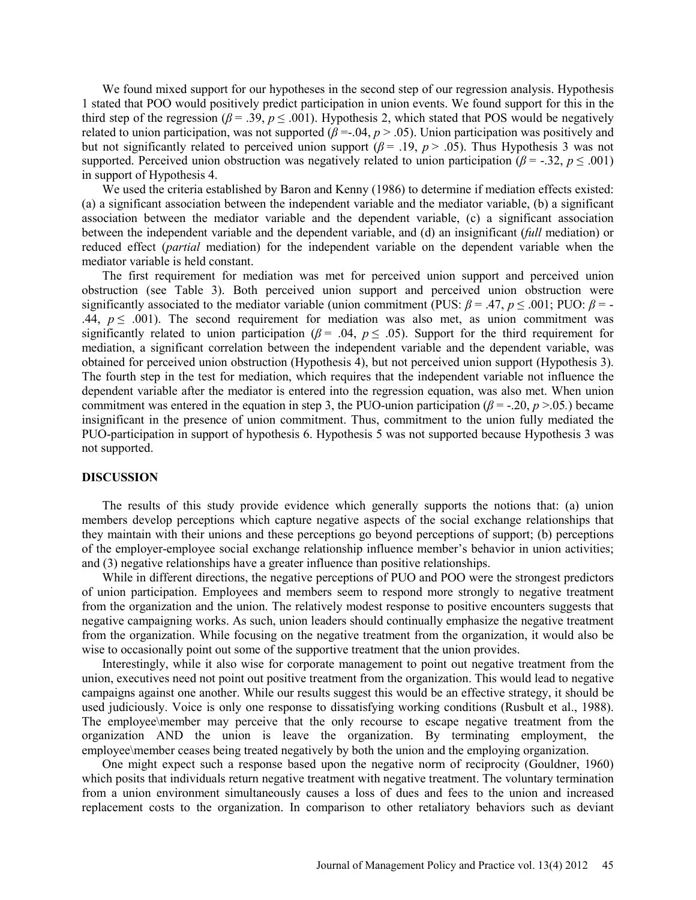We found mixed support for our hypotheses in the second step of our regression analysis. Hypothesis 1 stated that POO would positively predict participation in union events. We found support for this in the third step of the regression ($\beta$ = .39, $p \leq$ .001). Hypothesis 2, which stated that POS would be negatively related to union participation, was not supported ($\beta$ =-.04, $p$ > .05). Union participation was positively and but not significantly related to perceived union support ($\beta$ = .19, $p$ > .05). Thus Hypothesis 3 was not supported. Perceived union obstruction was negatively related to union participation ($\beta$ = -.32, $p \leq$ .001) in support of Hypothesis 4.

We used the criteria established by Baron and Kenny (1986) to determine if mediation effects existed: (a) a significant association between the independent variable and the mediator variable, (b) a significant association between the mediator variable and the dependent variable, (c) a significant association between the independent variable and the dependent variable, and (d) an insignificant (*full* mediation) or reduced effect (*partial* mediation) for the independent variable on the dependent variable when the mediator variable is held constant.

The first requirement for mediation was met for perceived union support and perceived union obstruction (see Table 3). Both perceived union support and perceived union obstruction were significantly associated to the mediator variable (union commitment (PUS: $\beta$ = .47, $p \leq$ .001; PUO: $\beta$ = -.44, $p \leq$ .001). The second requirement for mediation was also met, as union commitment was significantly related to union participation ($\beta$ = .04, $p \leq$ .05). Support for the third requirement for mediation, a significant correlation between the independent variable and the dependent variable, was obtained for perceived union obstruction (Hypothesis 4), but not perceived union support (Hypothesis 3). The fourth step in the test for mediation, which requires that the independent variable not influence the dependent variable after the mediator is entered into the regression equation, was also met. When union commitment was entered in the equation in step 3, the PUO-union participation ($\beta$ = -.20, $p$ >.05.) became insignificant in the presence of union commitment. Thus, commitment to the union fully mediated the PUO-participation in support of hypothesis 6. Hypothesis 5 was not supported because Hypothesis 3 was not supported.

## DISCUSSION

The results of this study provide evidence which generally supports the notions that: (a) union members develop perceptions which capture negative aspects of the social exchange relationships that they maintain with their unions and these perceptions go beyond perceptions of support; (b) perceptions of the employer-employee social exchange relationship influence member's behavior in union activities; and (3) negative relationships have a greater influence than positive relationships.

While in different directions, the negative perceptions of PUO and POO were the strongest predictors of union participation. Employees and members seem to respond more strongly to negative treatment from the organization and the union. The relatively modest response to positive encounters suggests that negative campaigning works. As such, union leaders should continually emphasize the negative treatment from the organization. While focusing on the negative treatment from the organization, it would also be wise to occasionally point out some of the supportive treatment that the union provides.

Interestingly, while it also wise for corporate management to point out negative treatment from the union, executives need not point out positive treatment from the organization. This would lead to negative campaigns against one another. While our results suggest this would be an effective strategy, it should be used judiciously. Voice is only one response to dissatisfying working conditions (Rusbult et al., 1988). The employee\member may perceive that the only recourse to escape negative treatment from the organization AND the union is leave the organization. By terminating employment, the employee\member ceases being treated negatively by both the union and the employing organization.

One might expect such a response based upon the negative norm of reciprocity (Gouldner, 1960) which posits that individuals return negative treatment with negative treatment. The voluntary termination from a union environment simultaneously causes a loss of dues and fees to the union and increased replacement costs to the organization. In comparison to other retaliatory behaviors such as deviant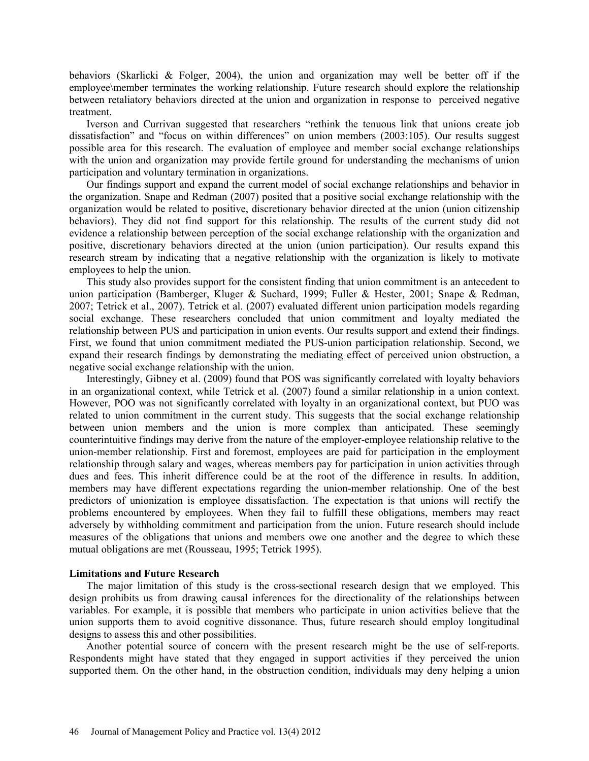behaviors (Skarlicki & Folger, 2004), the union and organization may well be better off if the employee\member terminates the working relationship. Future research should explore the relationship between retaliatory behaviors directed at the union and organization in response to perceived negative treatment.

Iverson and Currivan suggested that researchers "rethink the tenuous link that unions create job dissatisfaction" and "focus on within differences" on union members (2003:105). Our results suggest possible area for this research. The evaluation of employee and member social exchange relationships with the union and organization may provide fertile ground for understanding the mechanisms of union participation and voluntary termination in organizations.

Our findings support and expand the current model of social exchange relationships and behavior in the organization. Snape and Redman (2007) posited that a positive social exchange relationship with the organization would be related to positive, discretionary behavior directed at the union (union citizenship behaviors). They did not find support for this relationship. The results of the current study did not evidence a relationship between perception of the social exchange relationship with the organization and positive, discretionary behaviors directed at the union (union participation). Our results expand this research stream by indicating that a negative relationship with the organization is likely to motivate employees to help the union.

This study also provides support for the consistent finding that union commitment is an antecedent to union participation (Bamberger, Kluger & Suchard, 1999; Fuller & Hester, 2001; Snape & Redman, 2007; Tetrick et al., 2007). Tetrick et al. (2007) evaluated different union participation models regarding social exchange. These researchers concluded that union commitment and loyalty mediated the relationship between PUS and participation in union events. Our results support and extend their findings. First, we found that union commitment mediated the PUS-union participation relationship. Second, we expand their research findings by demonstrating the mediating effect of perceived union obstruction, a negative social exchange relationship with the union.

Interestingly, Gibney et al. (2009) found that POS was significantly correlated with loyalty behaviors in an organizational context, while Tetrick et al. (2007) found a similar relationship in a union context. However, POO was not significantly correlated with loyalty in an organizational context, but PUO was related to union commitment in the current study. This suggests that the social exchange relationship between union members and the union is more complex than anticipated. These seemingly counterintuitive findings may derive from the nature of the employer-employee relationship relative to the union-member relationship. First and foremost, employees are paid for participation in the employment relationship through salary and wages, whereas members pay for participation in union activities through dues and fees. This inherit difference could be at the root of the difference in results. In addition, members may have different expectations regarding the union-member relationship. One of the best predictors of unionization is employee dissatisfaction. The expectation is that unions will rectify the problems encountered by employees. When they fail to fulfill these obligations, members may react adversely by withholding commitment and participation from the union. Future research should include measures of the obligations that unions and members owe one another and the degree to which these mutual obligations are met (Rousseau, 1995; Tetrick 1995).

**Limitations and Future Research**

The major limitation of this study is the cross-sectional research design that we employed. This design prohibits us from drawing causal inferences for the directionality of the relationships between variables. For example, it is possible that members who participate in union activities believe that the union supports them to avoid cognitive dissonance. Thus, future research should employ longitudinal designs to assess this and other possibilities.

Another potential source of concern with the present research might be the use of self-reports. Respondents might have stated that they engaged in support activities if they perceived the union supported them. On the other hand, in the obstruction condition, individuals may deny helping a union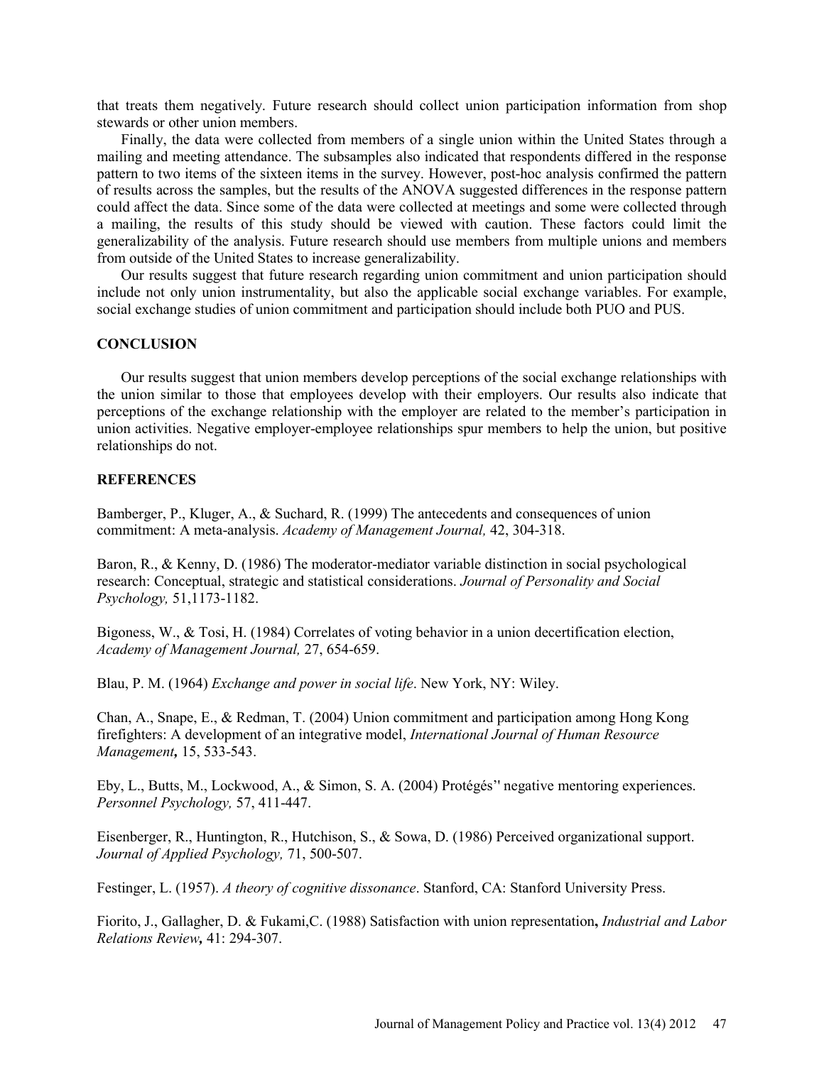that treats them negatively. Future research should collect union participation information from shop stewards or other union members.

Finally, the data were collected from members of a single union within the United States through a mailing and meeting attendance. The subsamples also indicated that respondents differed in the response pattern to two items of the sixteen items in the survey. However, post-hoc analysis confirmed the pattern of results across the samples, but the results of the ANOVA suggested differences in the response pattern could affect the data. Since some of the data were collected at meetings and some were collected through a mailing, the results of this study should be viewed with caution. These factors could limit the generalizability of the analysis. Future research should use members from multiple unions and members from outside of the United States to increase generalizability.

Our results suggest that future research regarding union commitment and union participation should include not only union instrumentality, but also the applicable social exchange variables. For example, social exchange studies of union commitment and participation should include both PUO and PUS.

## CONCLUSION

Our results suggest that union members develop perceptions of the social exchange relationships with the union similar to those that employees develop with their employers. Our results also indicate that perceptions of the exchange relationship with the employer are related to the member's participation in union activities. Negative employer-employee relationships spur members to help the union, but positive relationships do not.

## REFERENCES

Bamberger, P., Kluger, A., & Suchard, R. (1999) The antecedents and consequences of union commitment: A meta-analysis. *Academy of Management Journal,* 42, 304-318.

Baron, R., & Kenny, D. (1986) The moderator-mediator variable distinction in social psychological research: Conceptual, strategic and statistical considerations. *Journal of Personality and Social Psychology,* 51,1173-1182.

Bigoness, W., & Tosi, H. (1984) Correlates of voting behavior in a union decertification election, *Academy of Management Journal,* 27, 654-659.

Blau, P. M. (1964) *Exchange and power in social life*. New York, NY: Wiley.

Chan, A., Snape, E., & Redman, T. (2004) Union commitment and participation among Hong Kong firefighters: A development of an integrative model, *International Journal of Human Resource Management***,** 15, 533-543.

Eby, L., Butts, M., Lockwood, A., & Simon, S. A. (2004) Protégés'' negative mentoring experiences. *Personnel Psychology,* 57, 411-447.

Eisenberger, R., Huntington, R., Hutchison, S., & Sowa, D. (1986) Perceived organizational support. *Journal of Applied Psychology,* 71, 500-507.

Festinger, L. (1957). *A theory of cognitive dissonance*. Stanford, CA: Stanford University Press.

Fiorito, J., Gallagher, D. & Fukami,C. (1988) Satisfaction with union representation**,** *Industrial and Labor Relations Review***,** 41: 294-307.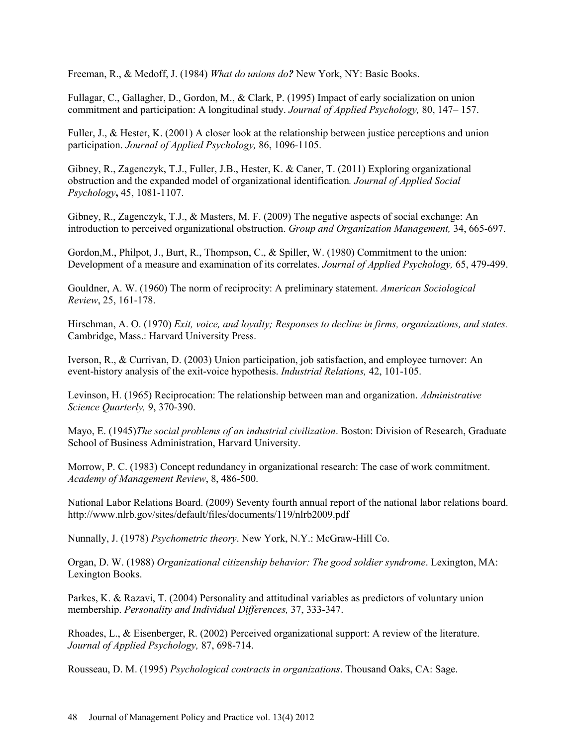Freeman, R., & Medoff, J. (1984) *What do unions do?* New York, NY: Basic Books.

Fullagar, C., Gallagher, D., Gordon, M., & Clark, P. (1995) Impact of early socialization on union commitment and participation: A longitudinal study. *Journal of Applied Psychology,* 80, 147– 157.

Fuller, J., & Hester, K. (2001) A closer look at the relationship between justice perceptions and union participation. *Journal of Applied Psychology,* 86, 1096-1105.

Gibney, R., Zagenczyk, T.J., Fuller, J.B., Hester, K. & Caner, T. (2011) Exploring organizational obstruction and the expanded model of organizational identification*. Journal of Applied Social Psychology***,** 45, 1081-1107.

Gibney, R., Zagenczyk, T.J., & Masters, M. F. (2009) The negative aspects of social exchange: An introduction to perceived organizational obstruction. *Group and Organization Management,* 34, 665-697.

Gordon,M., Philpot, J., Burt, R., Thompson, C., & Spiller, W. (1980) Commitment to the union: Development of a measure and examination of its correlates. *Journal of Applied Psychology,* 65, 479-499.

Gouldner, A. W. (1960) The norm of reciprocity: A preliminary statement. *American Sociological Review*, 25, 161-178.

Hirschman, A. O. (1970) *Exit, voice, and loyalty; Responses to decline in firms, organizations, and states.* Cambridge, Mass.: Harvard University Press.

Iverson, R., & Currivan, D. (2003) Union participation, job satisfaction, and employee turnover: An event-history analysis of the exit-voice hypothesis. *Industrial Relations,* 42, 101-105.

Levinson, H. (1965) Reciprocation: The relationship between man and organization. *Administrative Science Quarterly,* 9, 370-390.

Mayo, E. (1945)*The social problems of an industrial civilization*. Boston: Division of Research, Graduate School of Business Administration, Harvard University.

Morrow, P. C. (1983) Concept redundancy in organizational research: The case of work commitment. *Academy of Management Review*, 8, 486-500.

National Labor Relations Board. (2009) Seventy fourth annual report of the national labor relations board. http://www.nlrb.gov/sites/default/files/documents/119/nlrb2009.pdf

Nunnally, J. (1978) *Psychometric theory*. New York, N.Y.: McGraw-Hill Co.

Organ, D. W. (1988) *Organizational citizenship behavior: The good soldier syndrome*. Lexington, MA: Lexington Books.

Parkes, K. & Razavi, T. (2004) Personality and attitudinal variables as predictors of voluntary union membership. *Personality and Individual Differences,* 37, 333-347.

Rhoades, L., & Eisenberger, R. (2002) Perceived organizational support: A review of the literature. *Journal of Applied Psychology,* 87, 698-714.

Rousseau, D. M. (1995) *Psychological contracts in organizations*. Thousand Oaks, CA: Sage.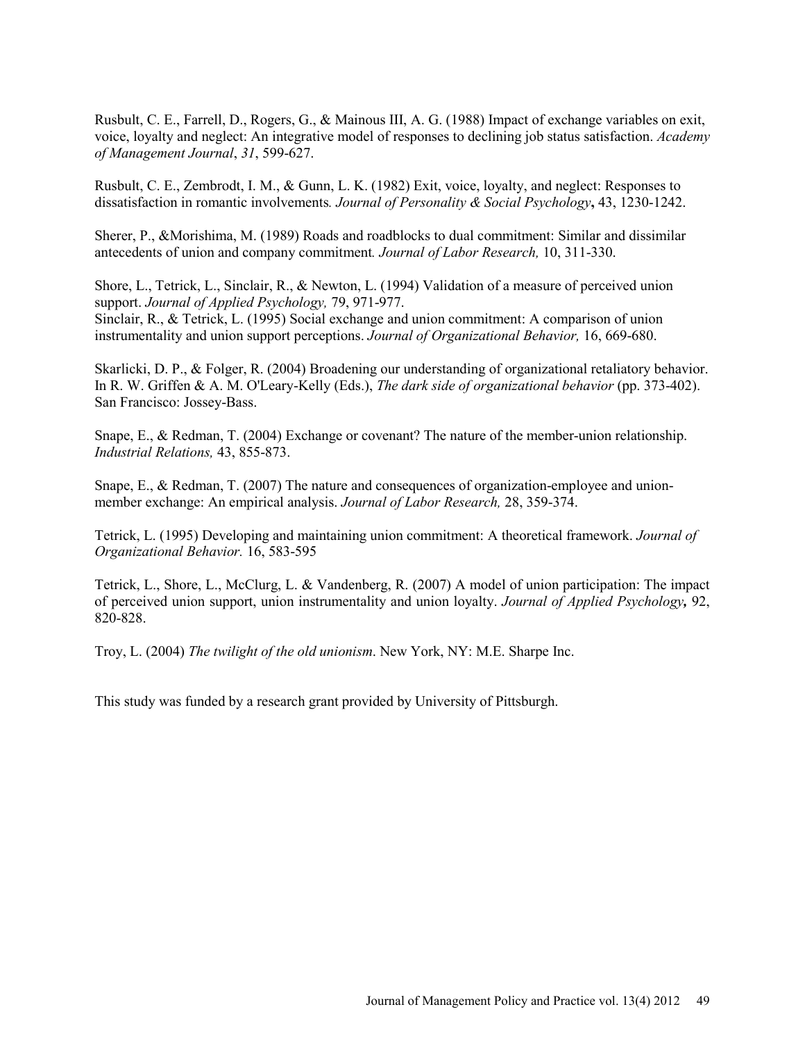Rusbult, C. E., Farrell, D., Rogers, G., & Mainous III, A. G. (1988) Impact of exchange variables on exit, voice, loyalty and neglect: An integrative model of responses to declining job status satisfaction. *Academy of Management Journal*, *31*, 599-627.

Rusbult, C. E., Zembrodt, I. M., & Gunn, L. K. (1982) Exit, voice, loyalty, and neglect: Responses to dissatisfaction in romantic involvements. *Journal of Personality & Social Psychology*, 43, 1230-1242.

Sherer, P., &Morishima, M. (1989) Roads and roadblocks to dual commitment: Similar and dissimilar antecedents of union and company commitment. *Journal of Labor Research,* 10, 311-330.

Shore, L., Tetrick, L., Sinclair, R., & Newton, L. (1994) Validation of a measure of perceived union support. *Journal of Applied Psychology,* 79, 971-977.

Sinclair, R., & Tetrick, L. (1995) Social exchange and union commitment: A comparison of union instrumentality and union support perceptions. *Journal of Organizational Behavior,* 16, 669-680.

Skarlicki, D. P., & Folger, R. (2004) Broadening our understanding of organizational retaliatory behavior. In R. W. Griffen & A. M. O'Leary-Kelly (Eds.), *The dark side of organizational behavior* (pp. 373-402). San Francisco: Jossey-Bass.

Snape, E., & Redman, T. (2004) Exchange or covenant? The nature of the member-union relationship. *Industrial Relations,* 43, 855-873.

Snape, E., & Redman, T. (2007) The nature and consequences of organization-employee and union-member exchange: An empirical analysis. *Journal of Labor Research,* 28, 359-374.

Tetrick, L. (1995) Developing and maintaining union commitment: A theoretical framework. *Journal of Organizational Behavior.* 16, 583-595

Tetrick, L., Shore, L., McClurg, L. & Vandenberg, R. (2007) A model of union participation: The impact of perceived union support, union instrumentality and union loyalty. *Journal of Applied Psychology***,** 92, 820-828.

Troy, L. (2004) *The twilight of the old unionism*. New York, NY: M.E. Sharpe Inc.

This study was funded by a research grant provided by University of Pittsburgh.